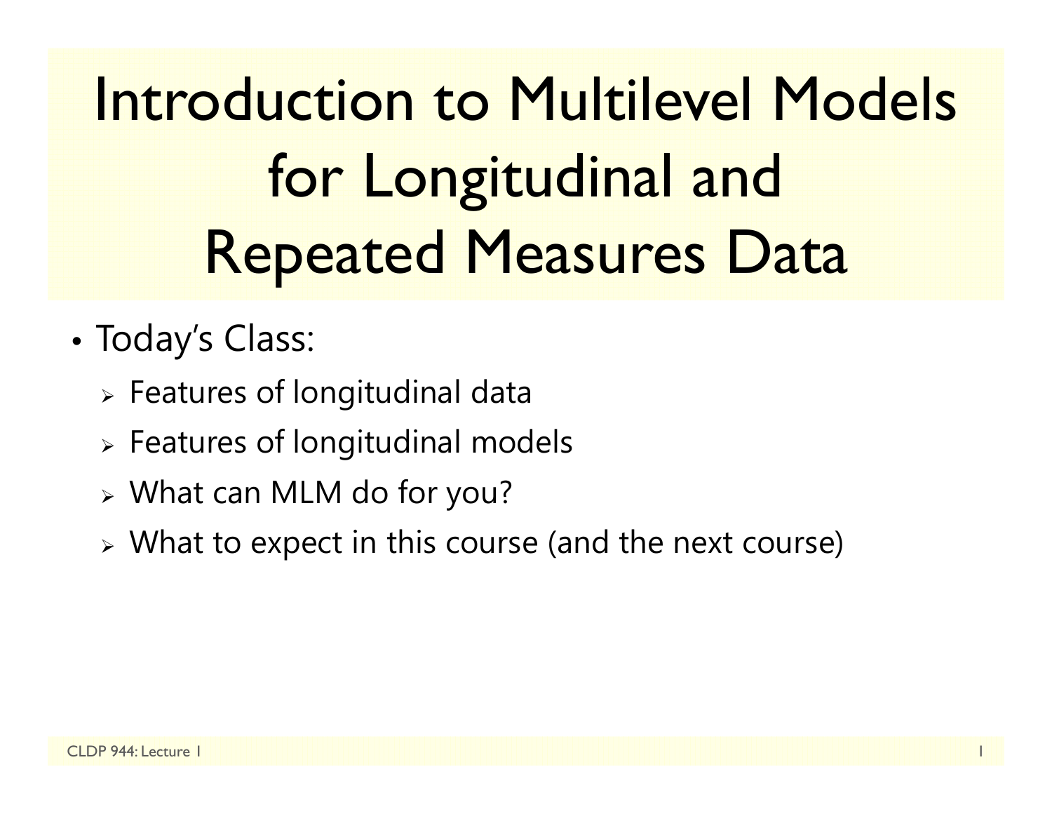# Introduction to Multilevel Models for Longitudinal and Repeated Measures Data

- Today's Class:
  - Features of longitudinal data
  - Features of longitudinal models
  - What can MLM do for you?
  - What to expect in this course (and the next course)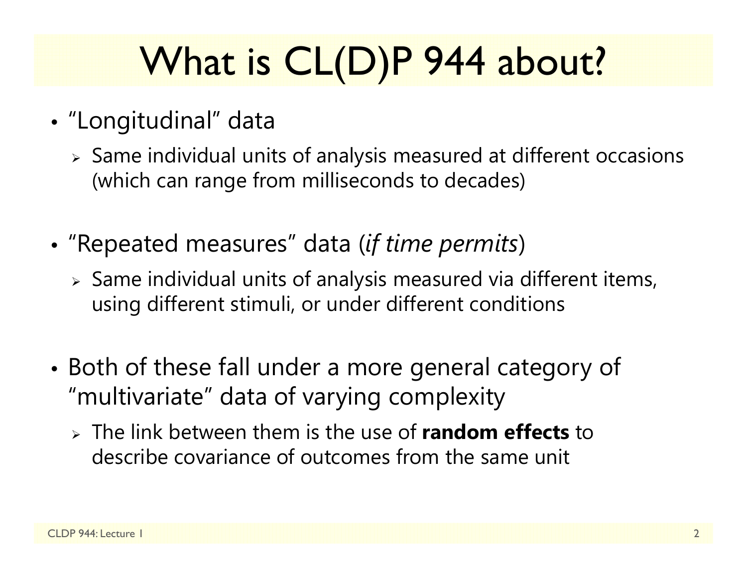# What is CL(D)P 944 about?

- "Longitudinal" data
  - Same individual units of analysis measured at different occasions (which can range from milliseconds to decades)
- "Repeated measures" data (*if time permits*)
  - Same individual units of analysis measured via different items, using different stimuli, or under different conditions
- Both of these fall under a more general category of "multivariate" data of varying complexity
  - The link between them is the use of **random effects** to describe covariance of outcomes from the same unit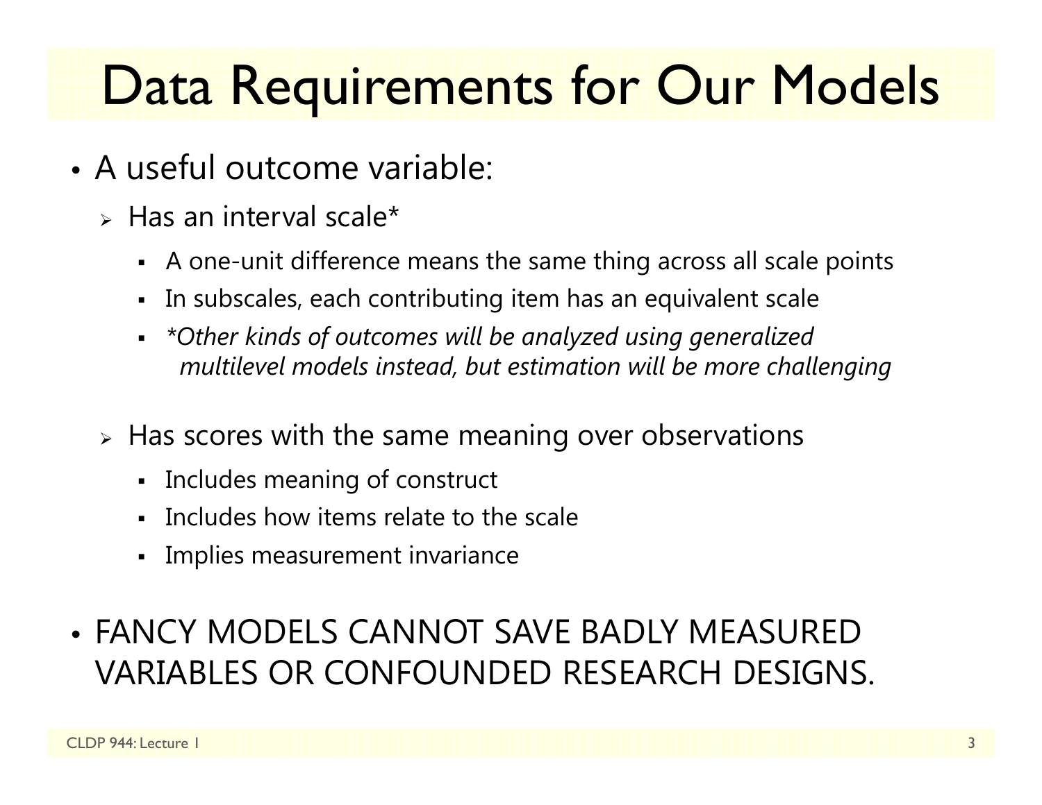# Data Requirements for Our Models

- A useful outcome variable:
  - Has an interval scale*
    - A one-unit difference means the same thing across all scale points
    - In subscales, each contributing item has an equivalent scale
    - *\*Other kinds of outcomes will be analyzed using generalized multilevel models instead, but estimation will be more challenging*
  - Has scores with the same meaning over observations
    - Includes meaning of construct
    - Includes how items relate to the scale
    - Implies measurement invariance
- FANCY MODELS CANNOT SAVE BADLY MEASURED VARIABLES OR CONFOUNDED RESEARCH DESIGNS.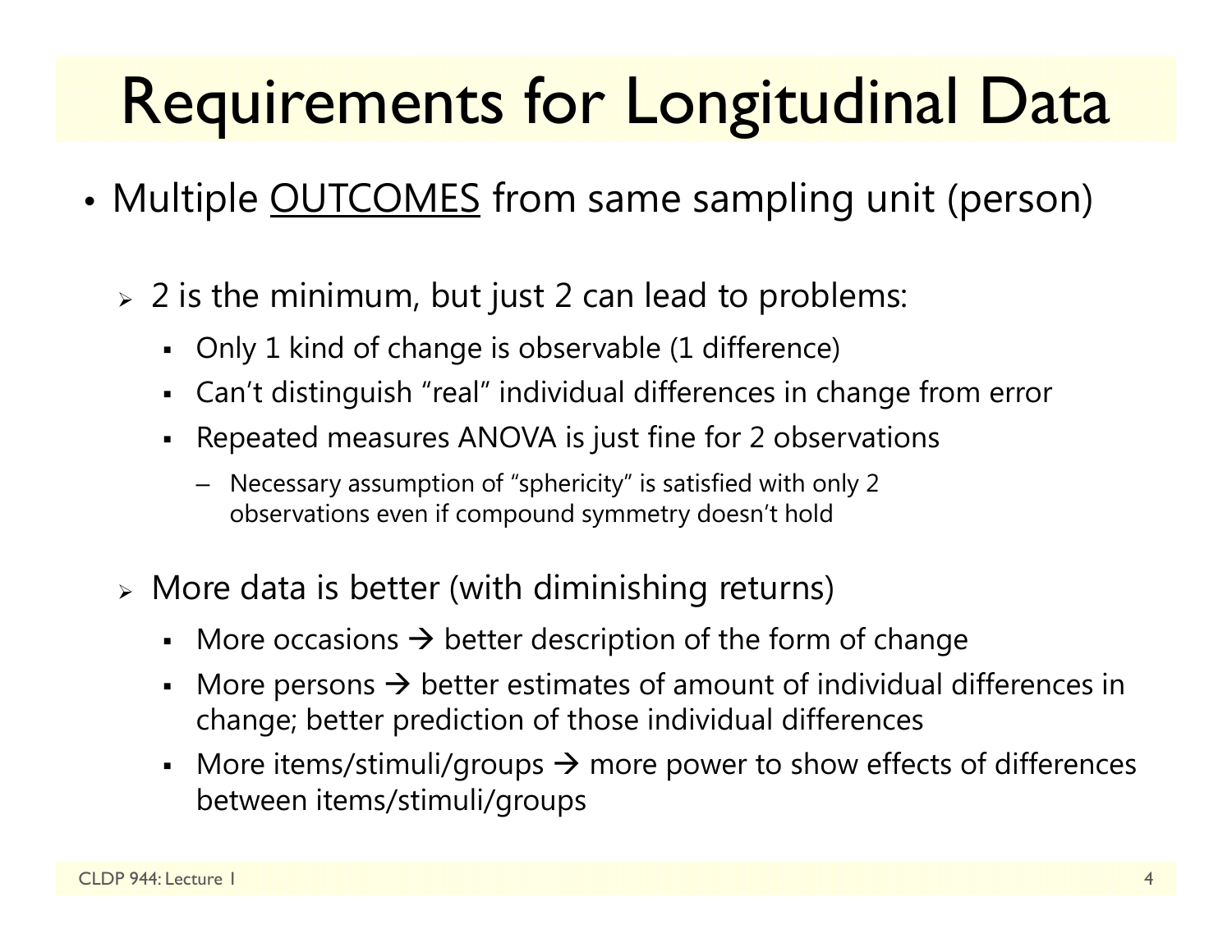# Requirements for Longitudinal Data

- Multiple <u>OUTCOMES</u> from same sampling unit (person)
  - 2 is the minimum, but just 2 can lead to problems:
    - Only 1 kind of change is observable (1 difference)
    - Can't distinguish "real" individual differences in change from error
    - Repeated measures ANOVA is just fine for 2 observations
      - Necessary assumption of "sphericity" is satisfied with only 2 observations even if compound symmetry doesn't hold
  - More data is better (with diminishing returns)
    - More occasions → better description of the form of change
    - More persons → better estimates of amount of individual differences in change; better prediction of those individual differences
    - More items/stimuli/groups → more power to show effects of differences between items/stimuli/groups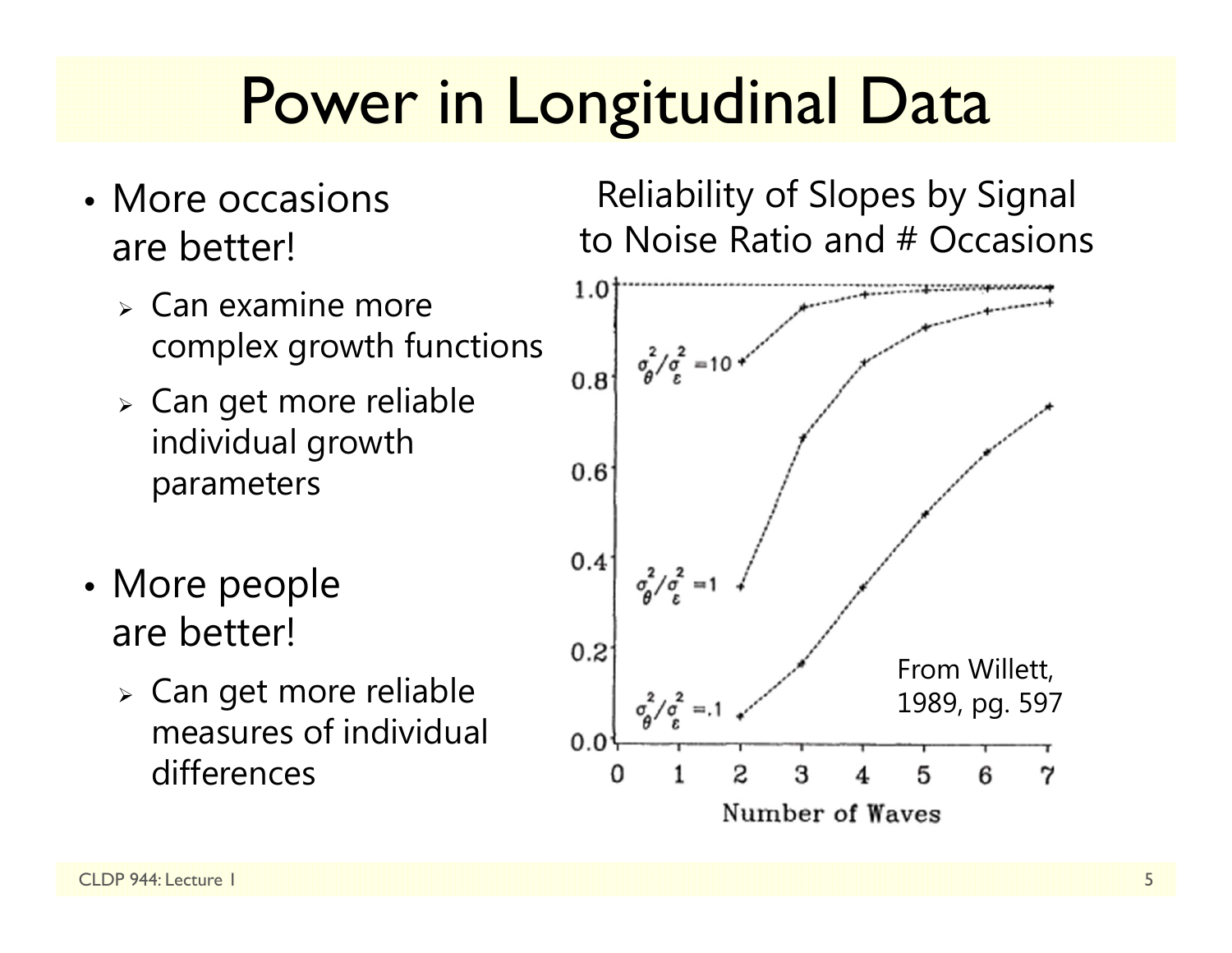# Power in Longitudinal Data

- More occasions are better!
  - Can examine more complex growth functions
  - Can get more reliable individual growth parameters
- More people are better!
  - Can get more reliable measures of individual differences

Reliability of Slopes by Signal to Noise Ratio and # Occasions

From Willett, 1989, pg. 597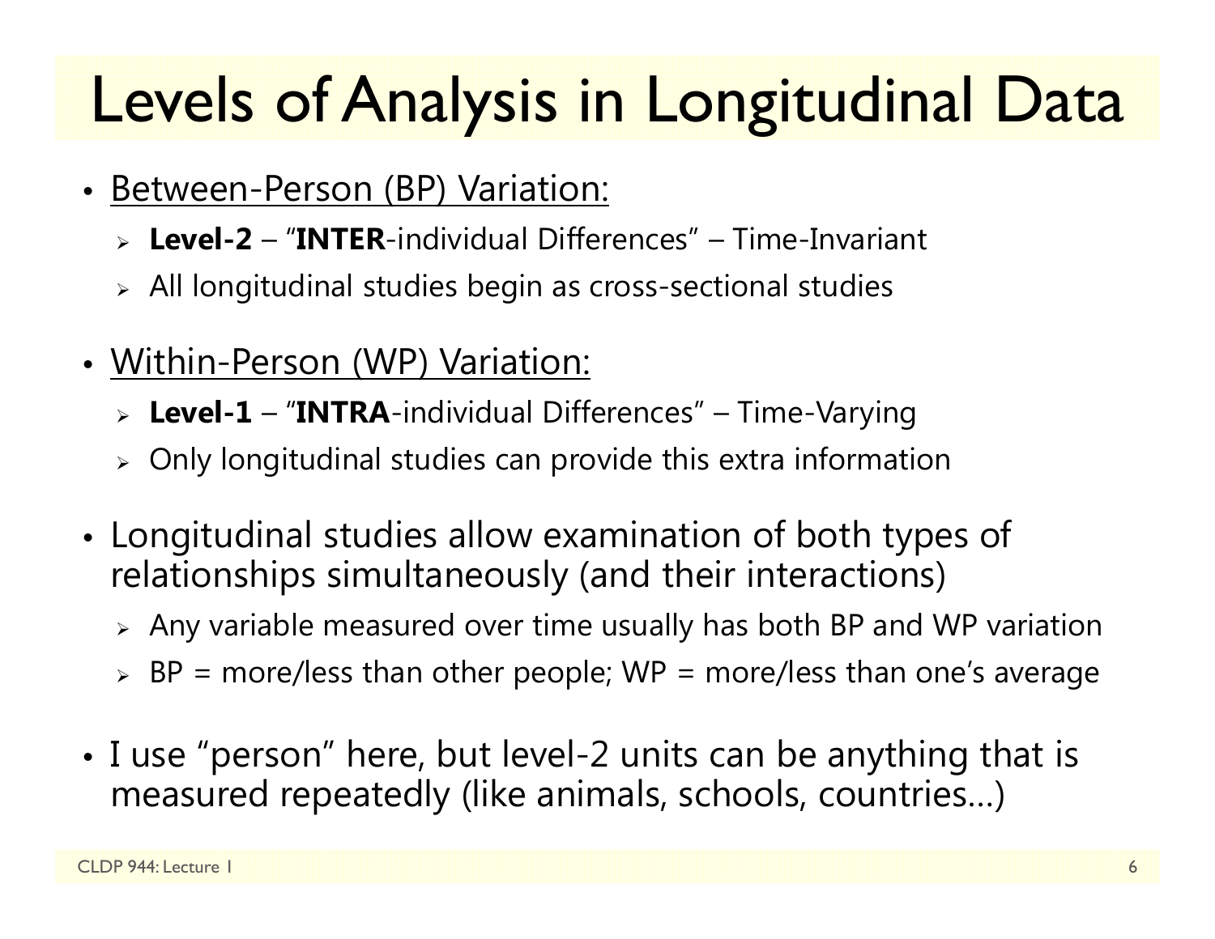# Levels of Analysis in Longitudinal Data

- Between-Person (BP) Variation:
  - **Level-2** – "**INTER**-individual Differences" – Time-Invariant
  - All longitudinal studies begin as cross-sectional studies
- Within-Person (WP) Variation:
  - **Level-1** – "**INTRA**-individual Differences" – Time-Varying
  - Only longitudinal studies can provide this extra information
- Longitudinal studies allow examination of both types of relationships simultaneously (and their interactions)
  - Any variable measured over time usually has both BP and WP variation
  - BP = more/less than other people; WP = more/less than one's average
- I use "person" here, but level-2 units can be anything that is measured repeatedly (like animals, schools, countries…)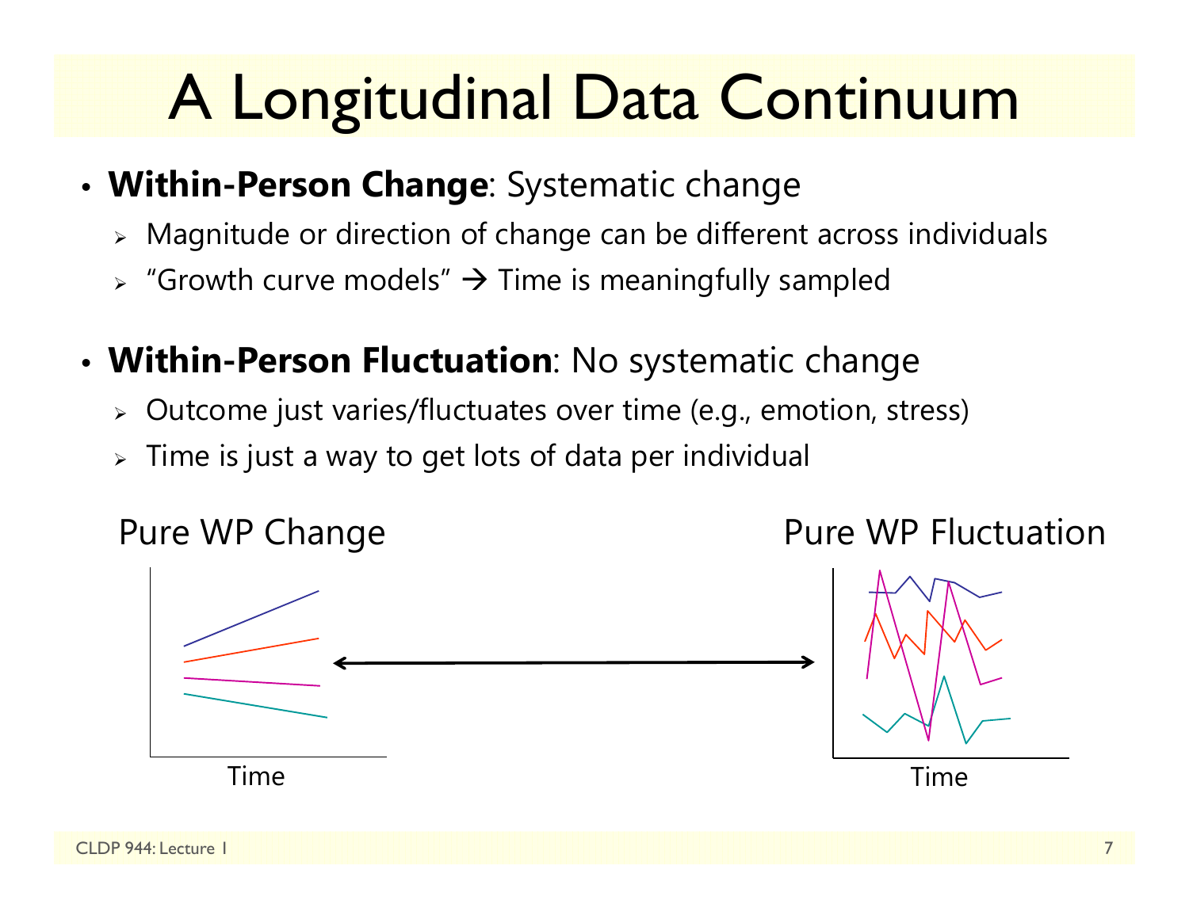# A Longitudinal Data Continuum

- **Within-Person Change**: Systematic change
  - Magnitude or direction of change can be different across individuals
  - "Growth curve models" → Time is meaningfully sampled
- **Within-Person Fluctuation**: No systematic change
  - Outcome just varies/fluctuates over time (e.g., emotion, stress)
  - Time is just a way to get lots of data per individual

Pure WP Change

Time

Pure WP Fluctuation

Time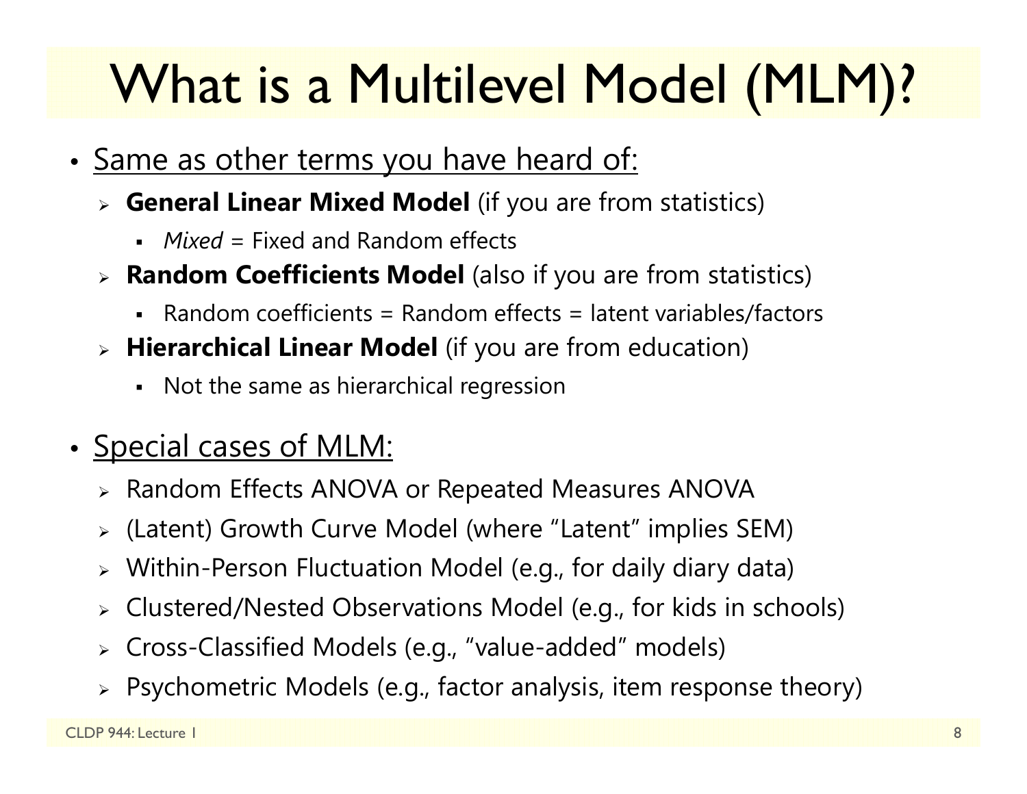# What is a Multilevel Model (MLM)?

- <u>Same as other terms you have heard of:</u>
  - **General Linear Mixed Model** (if you are from statistics)
    - *Mixed* = Fixed and Random effects
  - **Random Coefficients Model** (also if you are from statistics)
    - Random coefficients = Random effects = latent variables/factors
  - **Hierarchical Linear Model** (if you are from education)
    - Not the same as hierarchical regression

- <u>Special cases of MLM:</u>
  - Random Effects ANOVA or Repeated Measures ANOVA
  - (Latent) Growth Curve Model (where "Latent" implies SEM)
  - Within-Person Fluctuation Model (e.g., for daily diary data)
  - Clustered/Nested Observations Model (e.g., for kids in schools)
  - Cross-Classified Models (e.g., "value-added" models)
  - Psychometric Models (e.g., factor analysis, item response theory)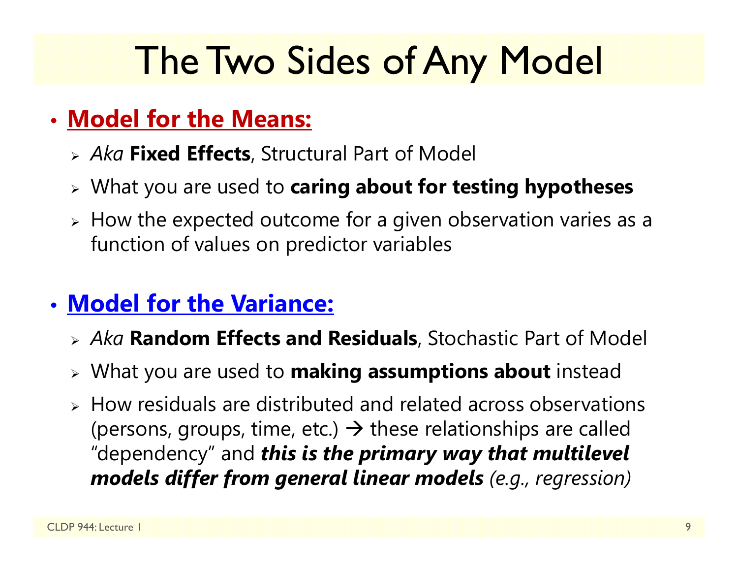# The Two Sides of Any Model

- **Model for the Means:**
  - *Aka* **Fixed Effects**, Structural Part of Model
  - What you are used to **caring about for testing hypotheses**
  - How the expected outcome for a given observation varies as a function of values on predictor variables

- **Model for the Variance:**
  - *Aka* **Random Effects and Residuals**, Stochastic Part of Model
  - What you are used to **making assumptions about** instead
  - How residuals are distributed and related across observations (persons, groups, time, etc.) → these relationships are called "dependency" and ***this is the primary way that multilevel models differ from general linear models*** *(e.g., regression)*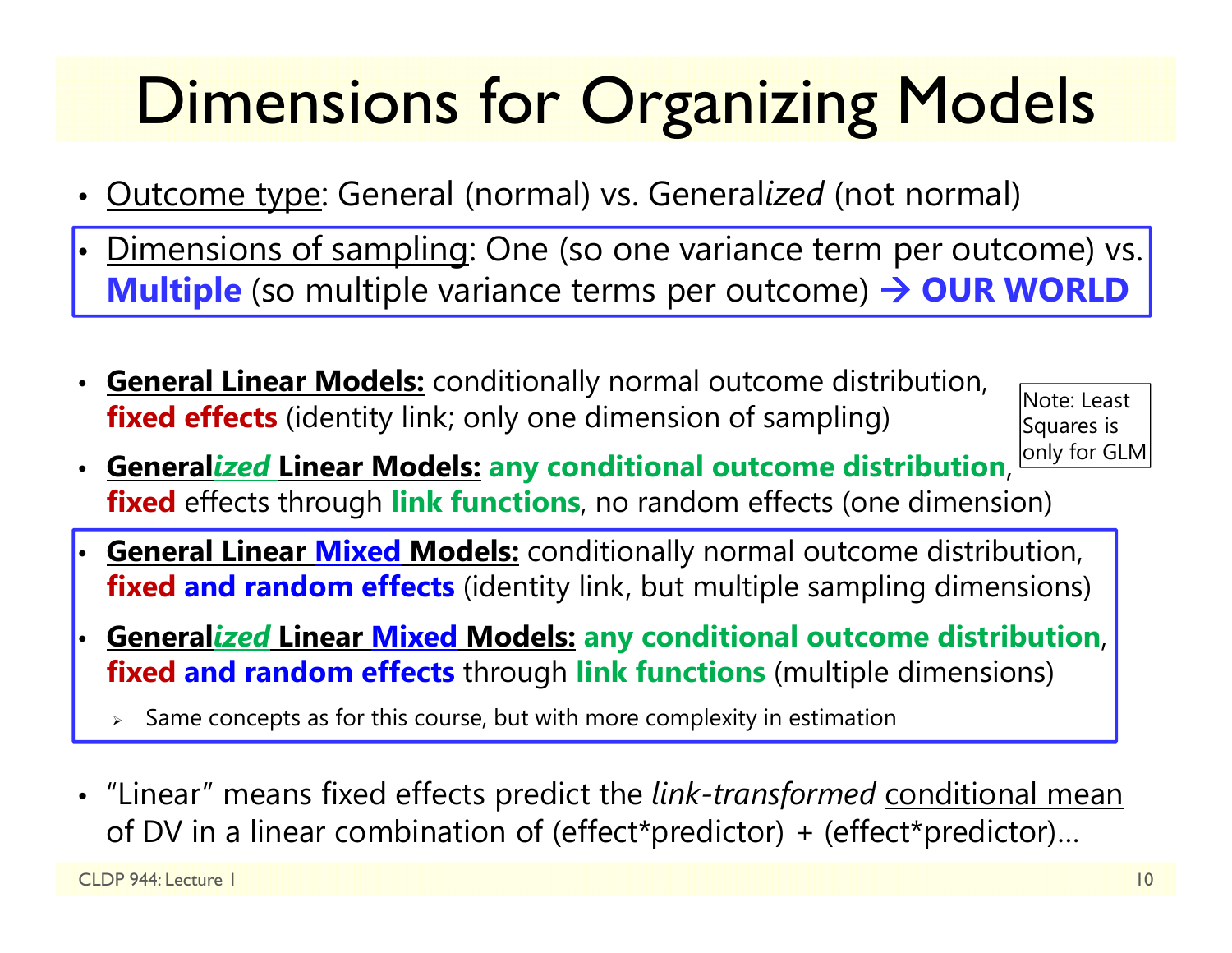# Dimensions for Organizing Models

- Outcome type: General (normal) vs. General*ized* (not normal)
- Dimensions of sampling: One (so one variance term per outcome) vs. **Multiple** (so multiple variance terms per outcome) → **OUR WORLD**

- **General Linear Models:** conditionally normal outcome distribution, **fixed effects** (identity link; only one dimension of sampling)

Note: Least Squares is only for GLM

- **General*ized* Linear Models:** **any conditional outcome distribution**, **fixed** effects through **link functions**, no random effects (one dimension)
- **General Linear Mixed Models:** conditionally normal outcome distribution, **fixed and random effects** (identity link, but multiple sampling dimensions)
- **General*ized* Linear Mixed Models:** **any conditional outcome distribution**, **fixed and random effects** through **link functions** (multiple dimensions)
  - Same concepts as for this course, but with more complexity in estimation

- "Linear" means fixed effects predict the *link-transformed* conditional mean of DV in a linear combination of (effect*predictor) + (effect*predictor)…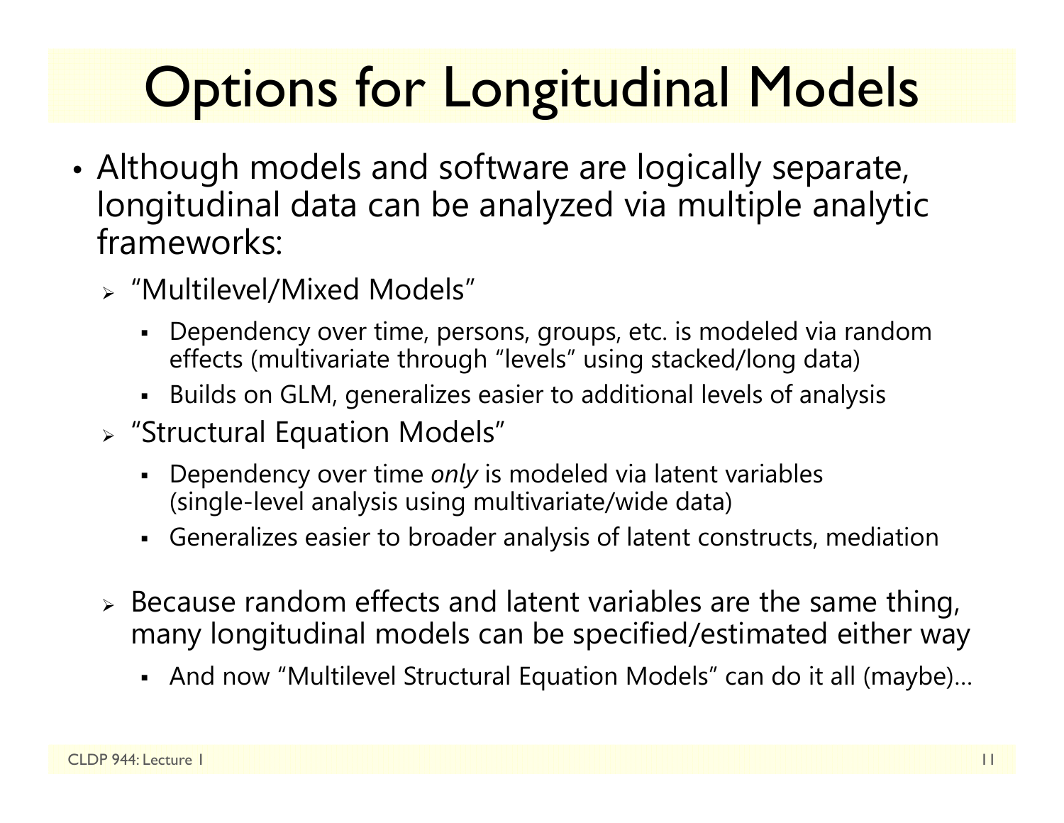# Options for Longitudinal Models

- Although models and software are logically separate, longitudinal data can be analyzed via multiple analytic frameworks:
  - "Multilevel/Mixed Models"
    - Dependency over time, persons, groups, etc. is modeled via random effects (multivariate through "levels" using stacked/long data)
    - Builds on GLM, generalizes easier to additional levels of analysis
  - "Structural Equation Models"
    - Dependency over time *only* is modeled via latent variables (single-level analysis using multivariate/wide data)
    - Generalizes easier to broader analysis of latent constructs, mediation
  - Because random effects and latent variables are the same thing, many longitudinal models can be specified/estimated either way
    - And now "Multilevel Structural Equation Models" can do it all (maybe)…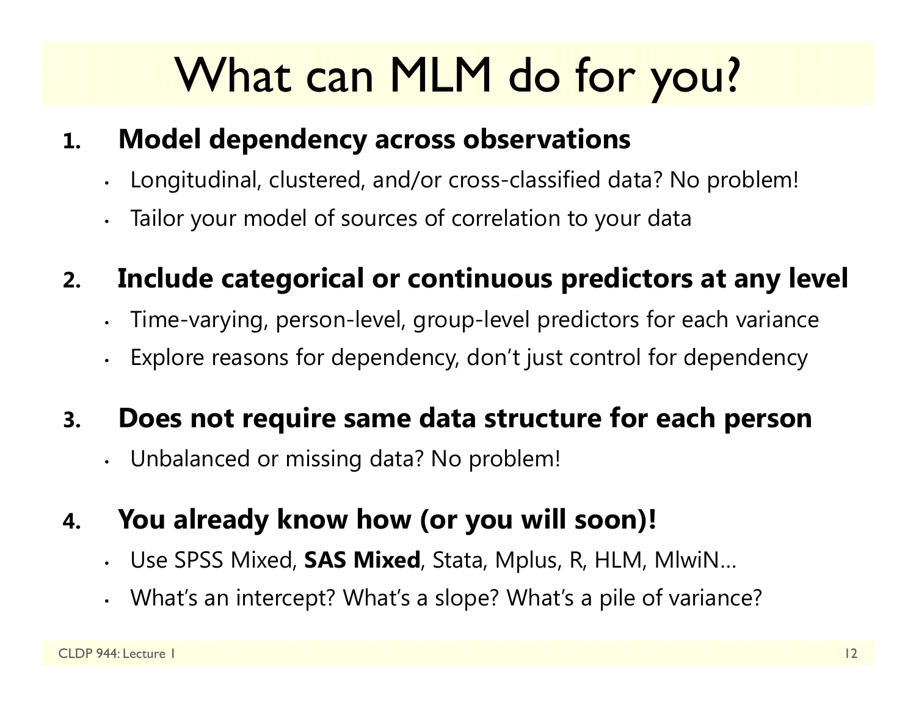# What can MLM do for you?

1. **Model dependency across observations**
   - Longitudinal, clustered, and/or cross-classified data? No problem!
   - Tailor your model of sources of correlation to your data

2. **Include categorical or continuous predictors at any level**
   - Time-varying, person-level, group-level predictors for each variance
   - Explore reasons for dependency, don't just control for dependency

3. **Does not require same data structure for each person**
   - Unbalanced or missing data? No problem!

4. **You already know how (or you will soon)!**
   - Use SPSS Mixed, **SAS Mixed**, Stata, Mplus, R, HLM, MlwiN…
   - What's an intercept? What's a slope? What's a pile of variance?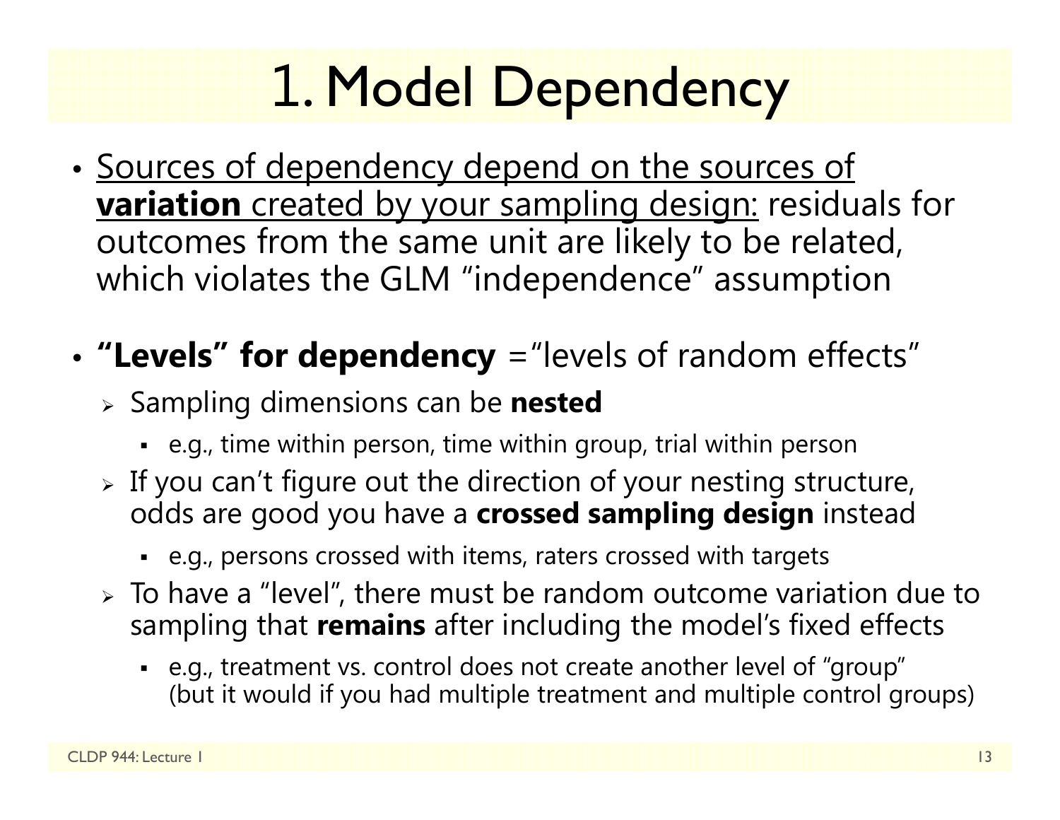# 1. Model Dependency

- Sources of dependency depend on the sources of **variation** created by your sampling design: residuals for outcomes from the same unit are likely to be related, which violates the GLM "independence" assumption

- **"Levels" for dependency** = "levels of random effects"
  - Sampling dimensions can be **nested**
    - e.g., time within person, time within group, trial within person
  - If you can't figure out the direction of your nesting structure, odds are good you have a **crossed sampling design** instead
    - e.g., persons crossed with items, raters crossed with targets
  - To have a "level", there must be random outcome variation due to sampling that **remains** after including the model's fixed effects
    - e.g., treatment vs. control does not create another level of "group" (but it would if you had multiple treatment and multiple control groups)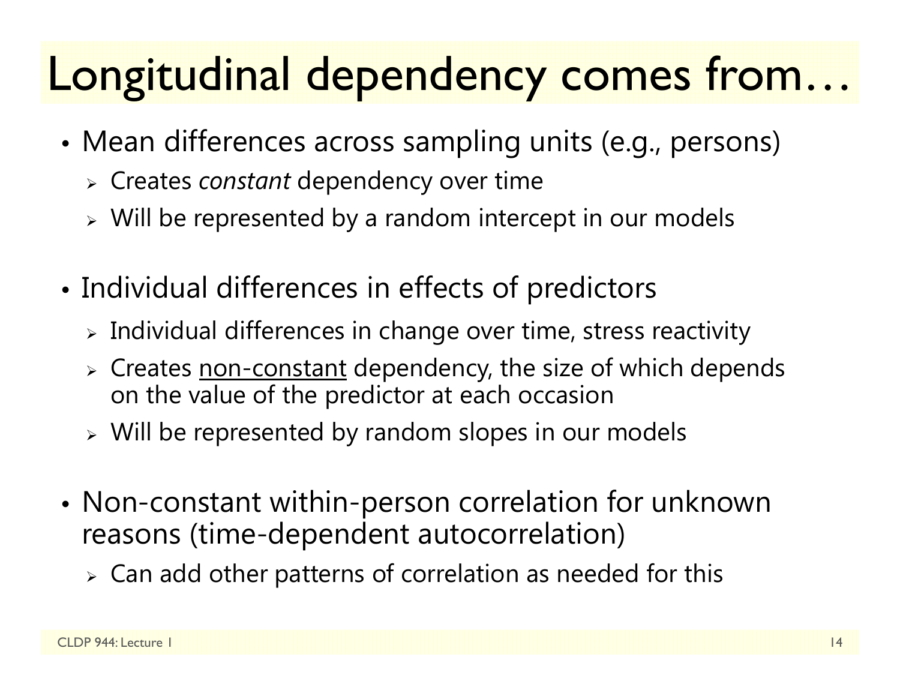# Longitudinal dependency comes from…

- Mean differences across sampling units (e.g., persons)
  - Creates *constant* dependency over time
  - Will be represented by a random intercept in our models

- Individual differences in effects of predictors
  - Individual differences in change over time, stress reactivity
  - Creates <u>non-constant</u> dependency, the size of which depends on the value of the predictor at each occasion
  - Will be represented by random slopes in our models

- Non-constant within-person correlation for unknown reasons (time-dependent autocorrelation)
  - Can add other patterns of correlation as needed for this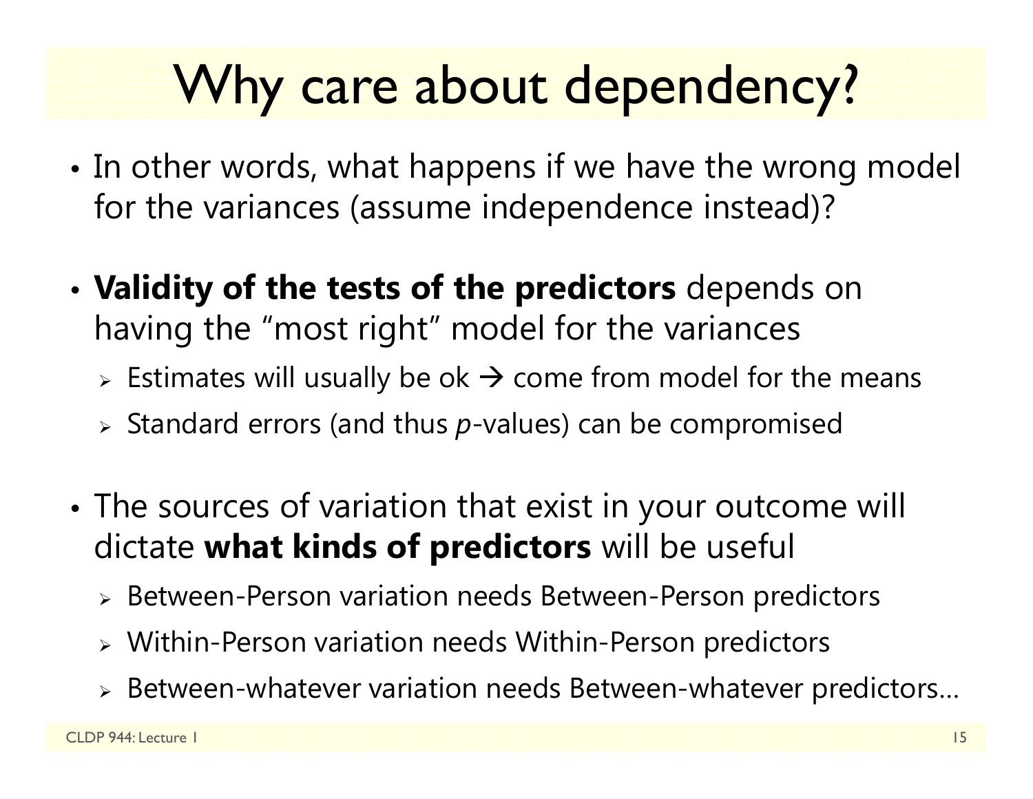# Why care about dependency?

- In other words, what happens if we have the wrong model for the variances (assume independence instead)?

- **Validity of the tests of the predictors** depends on having the "most right" model for the variances
  - Estimates will usually be ok → come from model for the means
  - Standard errors (and thus *p*-values) can be compromised

- The sources of variation that exist in your outcome will dictate **what kinds of predictors** will be useful
  - Between-Person variation needs Between-Person predictors
  - Within-Person variation needs Within-Person predictors
  - Between-whatever variation needs Between-whatever predictors…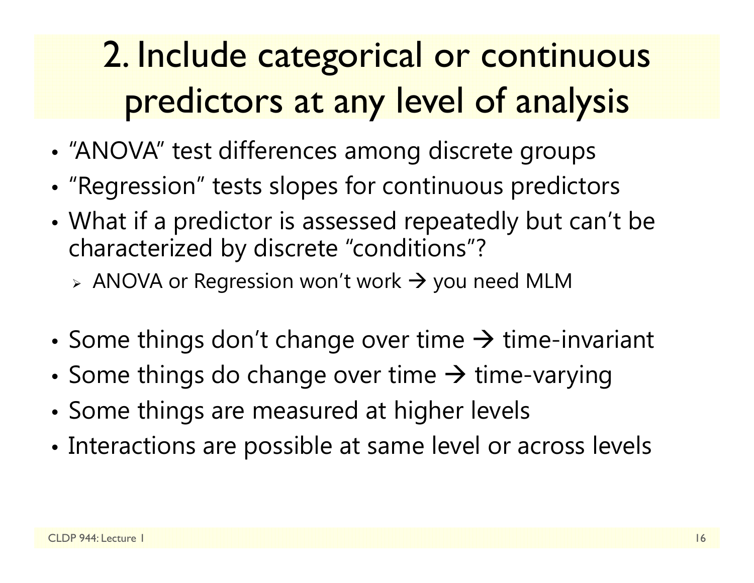# 2. Include categorical or continuous predictors at any level of analysis

- "ANOVA" test differences among discrete groups
- "Regression" tests slopes for continuous predictors
- What if a predictor is assessed repeatedly but can't be characterized by discrete "conditions"?
  - ANOVA or Regression won't work → you need MLM
- Some things don't change over time → time-invariant
- Some things do change over time → time-varying
- Some things are measured at higher levels
- Interactions are possible at same level or across levels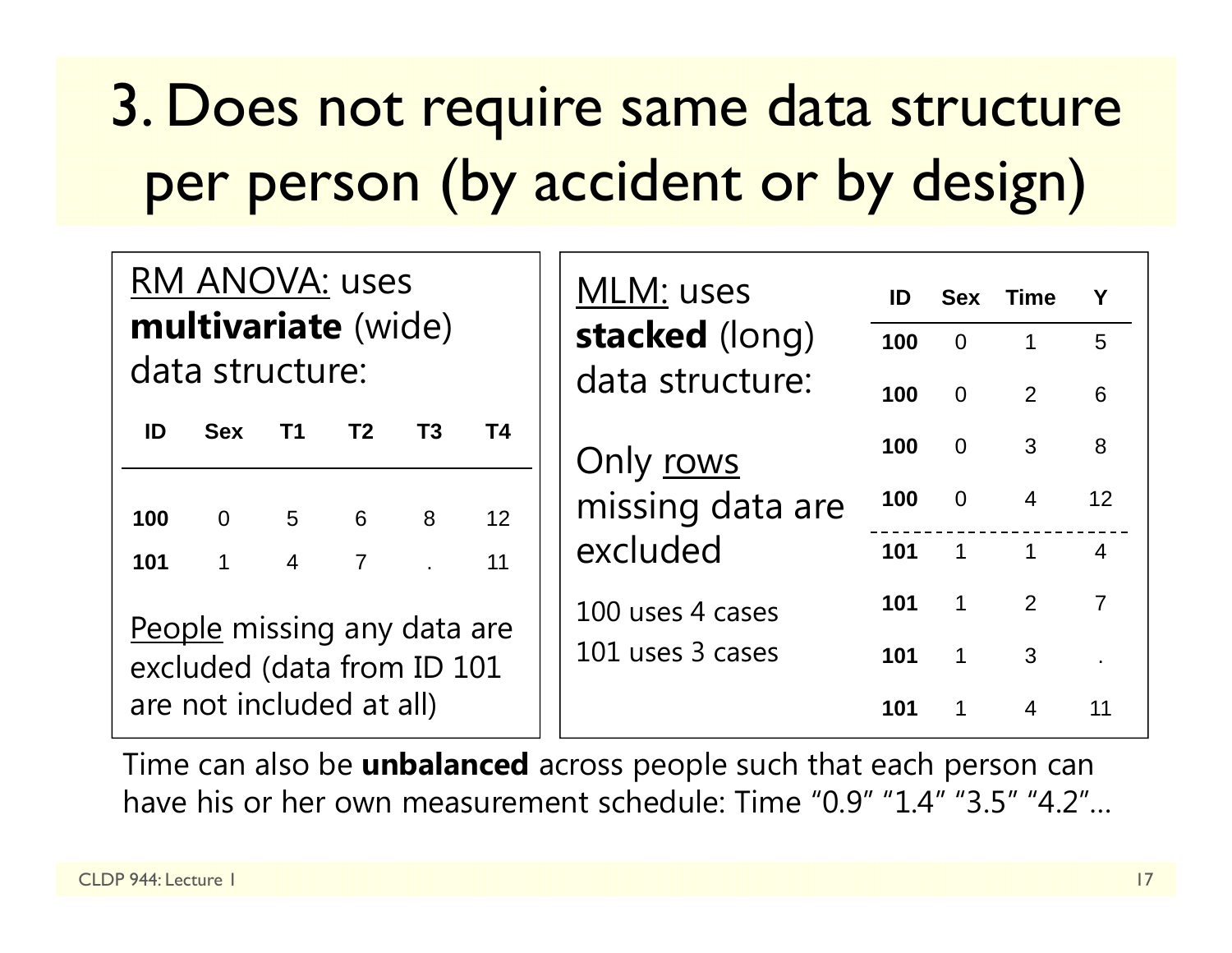# 3. Does not require same data structure per person (by accident or by design)

<u>RM ANOVA:</u> uses **multivariate** (wide) data structure:

| ID | Sex | T1 | T2 | T3 | T4 |
|---|---|---|---|---|---|
| **100** | 0 | 5 | 6 | 8 | 12 |
| **101** | 1 | 4 | 7 | . | 11 |

<u>People</u> missing any data are excluded (data from ID 101 are not included at all)

<u>MLM:</u> uses **stacked** (long) data structure:

Only <u>rows</u> missing data are excluded

100 uses 4 cases
101 uses 3 cases

| ID | Sex | Time | Y |
|---|---|---|---|
| **100** | 0 | 1 | 5 |
| **100** | 0 | 2 | 6 |
| **100** | 0 | 3 | 8 |
| **100** | 0 | 4 | 12 |
| **101** | 1 | 1 | 4 |
| **101** | 1 | 2 | 7 |
| **101** | 1 | 3 | . |
| **101** | 1 | 4 | 11 |

Time can also be **unbalanced** across people such that each person can have his or her own measurement schedule: Time "0.9" "1.4" "3.5" "4.2"…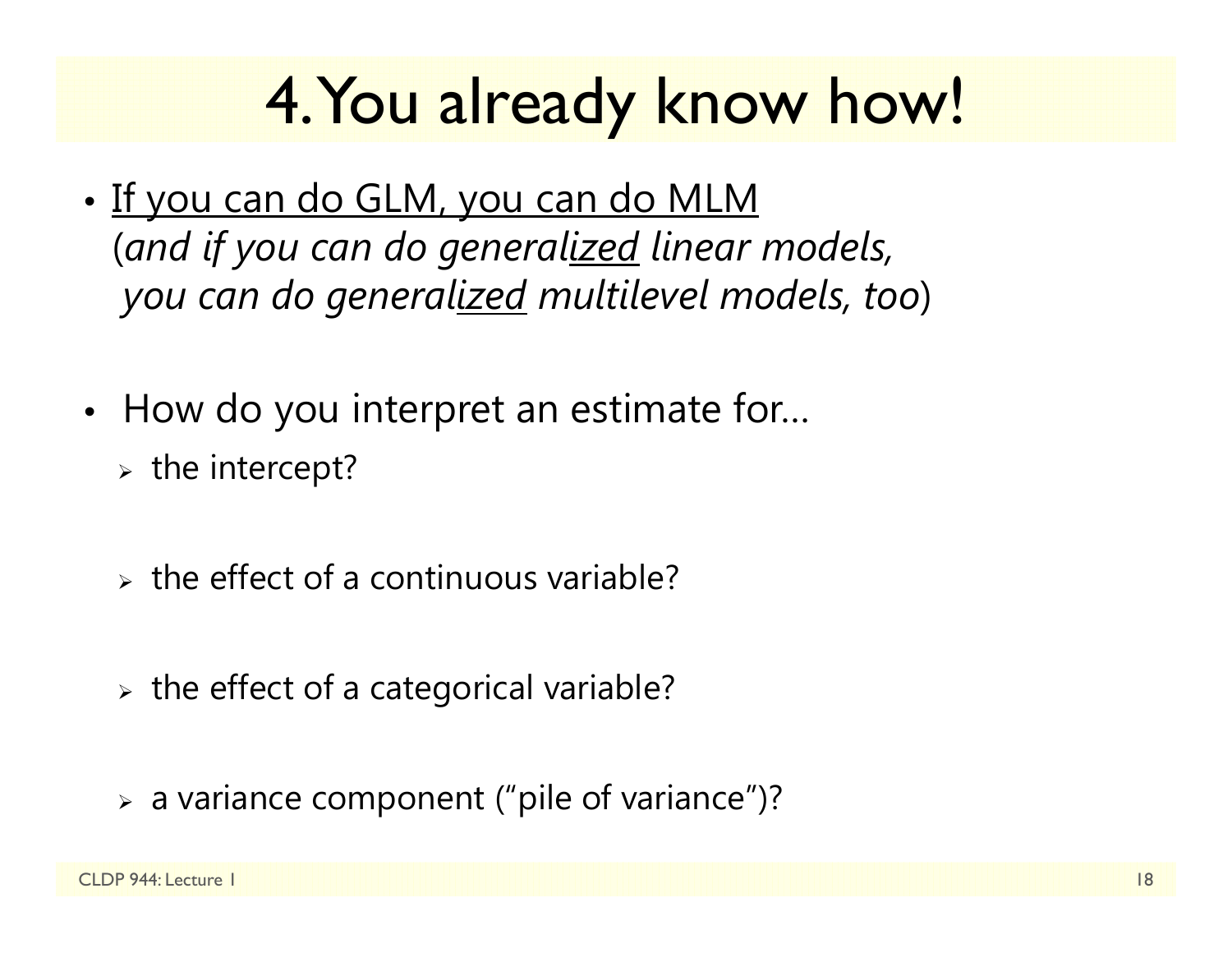# 4. You already know how!

- <u>If you can do GLM, you can do MLM</u>
  (*and if you can do generalized linear models, you can do generalized multilevel models, too*)

- How do you interpret an estimate for…
  - the intercept?
  - the effect of a continuous variable?
  - the effect of a categorical variable?
  - a variance component ("pile of variance")?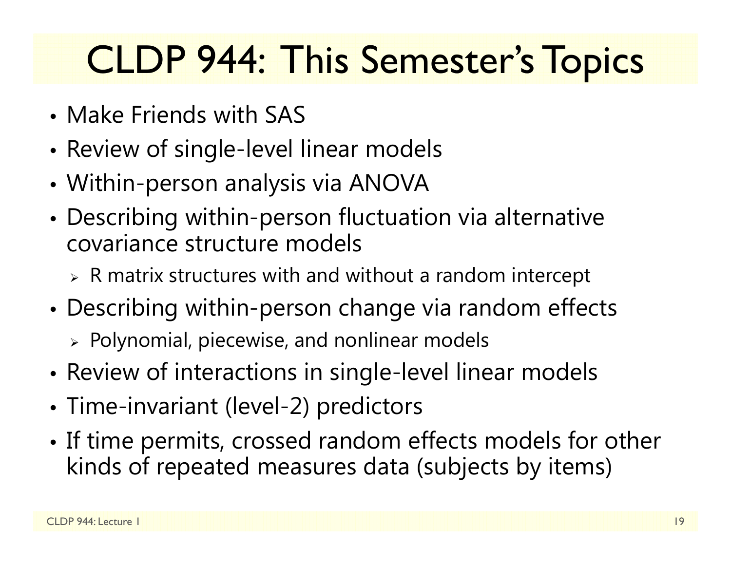# CLDP 944: This Semester's Topics

- Make Friends with SAS
- Review of single-level linear models
- Within-person analysis via ANOVA
- Describing within-person fluctuation via alternative covariance structure models
  - R matrix structures with and without a random intercept
- Describing within-person change via random effects
  - Polynomial, piecewise, and nonlinear models
- Review of interactions in single-level linear models
- Time-invariant (level-2) predictors
- If time permits, crossed random effects models for other kinds of repeated measures data (subjects by items)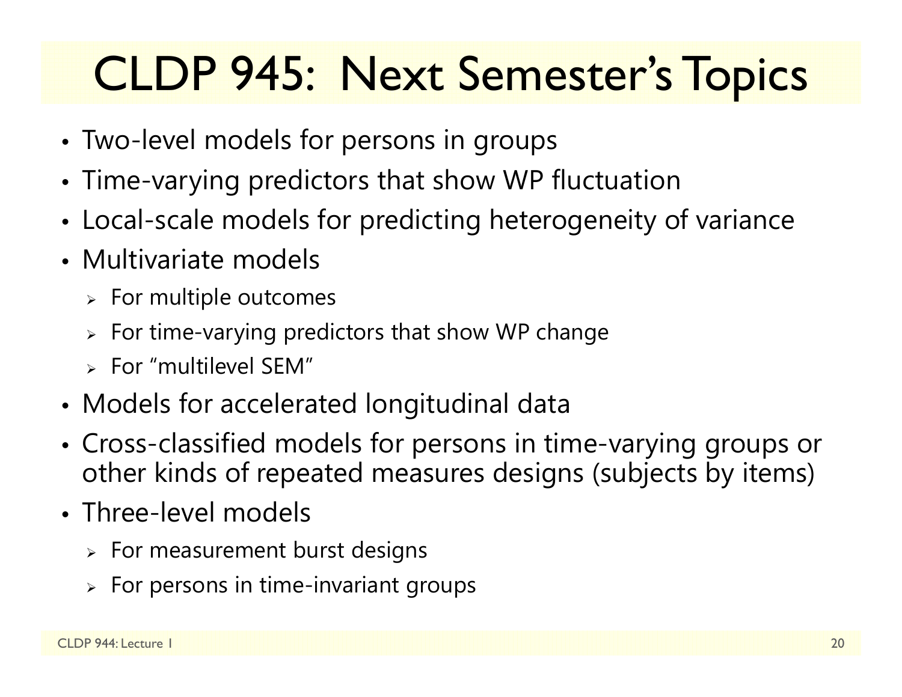# CLDP 945: Next Semester's Topics

- Two-level models for persons in groups
- Time-varying predictors that show WP fluctuation
- Local-scale models for predicting heterogeneity of variance
- Multivariate models
  - For multiple outcomes
  - For time-varying predictors that show WP change
  - For "multilevel SEM"
- Models for accelerated longitudinal data
- Cross-classified models for persons in time-varying groups or other kinds of repeated measures designs (subjects by items)
- Three-level models
  - For measurement burst designs
  - For persons in time-invariant groups